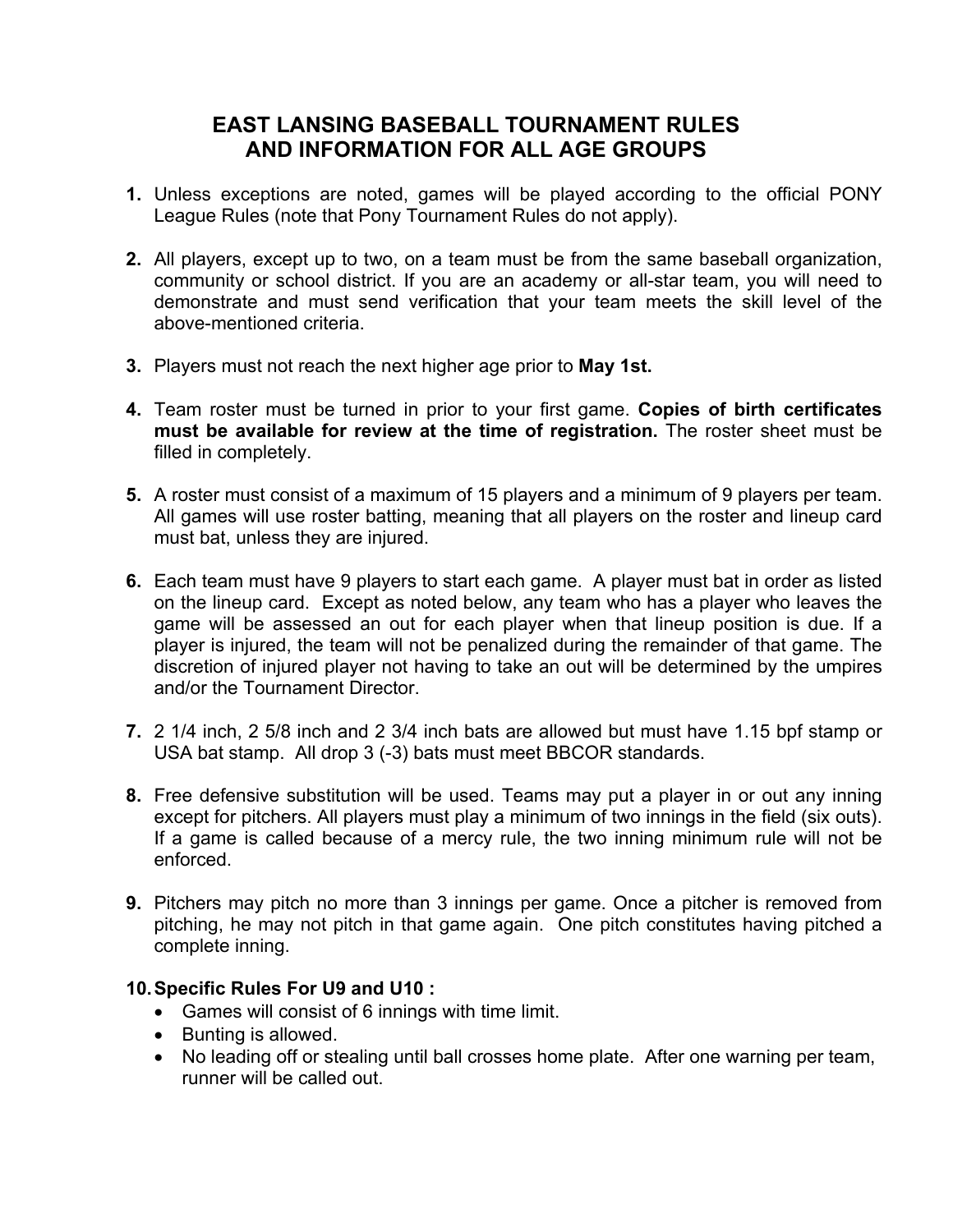# EAST LANSING BASEBALL TOURNAMENT RULES AND INFORMATION FOR ALL AGE GROUPS

1. Unless exceptions are noted, games will be played according to the official PONY League Rules (note that Pony Tournament Rules do not apply).

2. All players, except up to two, on a team must be from the same baseball organization, community or school district. If you are an academy or all-star team, you will need to demonstrate and must send verification that your team meets the skill level of the above-mentioned criteria.

3. Players must not reach the next higher age prior to **May 1st.**

4. Team roster must be turned in prior to your first game. **Copies of birth certificates must be available for review at the time of registration.** The roster sheet must be filled in completely.

5. A roster must consist of a maximum of 15 players and a minimum of 9 players per team. All games will use roster batting, meaning that all players on the roster and lineup card must bat, unless they are injured.

6. Each team must have 9 players to start each game. A player must bat in order as listed on the lineup card. Except as noted below, any team who has a player who leaves the game will be assessed an out for each player when that lineup position is due. If a player is injured, the team will not be penalized during the remainder of that game. The discretion of injured player not having to take an out will be determined by the umpires and/or the Tournament Director.

7. 2 1/4 inch, 2 5/8 inch and 2 3/4 inch bats are allowed but must have 1.15 bpf stamp or USA bat stamp. All drop 3 (-3) bats must meet BBCOR standards.

8. Free defensive substitution will be used. Teams may put a player in or out any inning except for pitchers. All players must play a minimum of two innings in the field (six outs). If a game is called because of a mercy rule, the two inning minimum rule will not be enforced.

9. Pitchers may pitch no more than 3 innings per game. Once a pitcher is removed from pitching, he may not pitch in that game again. One pitch constitutes having pitched a complete inning.

10. **Specific Rules For U9 and U10 :**
    - Games will consist of 6 innings with time limit.
    - Bunting is allowed.
    - No leading off or stealing until ball crosses home plate. After one warning per team, runner will be called out.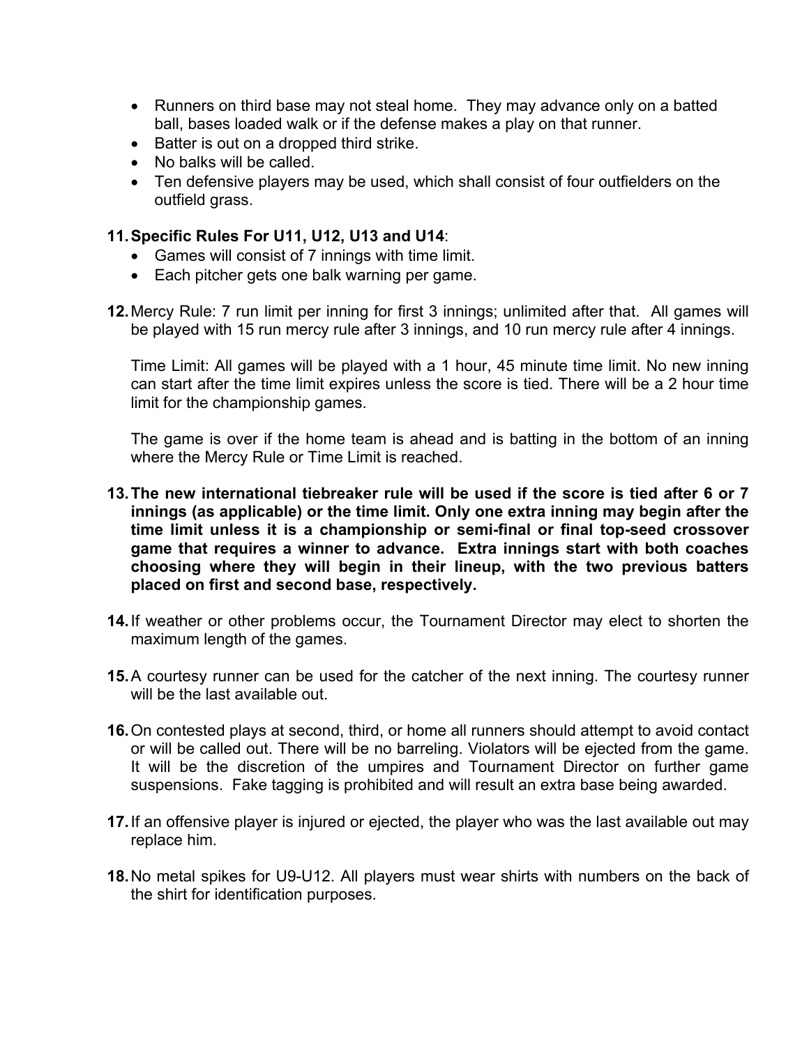- Runners on third base may not steal home. They may advance only on a batted ball, bases loaded walk or if the defense makes a play on that runner.
- Batter is out on a dropped third strike.
- No balks will be called.
- Ten defensive players may be used, which shall consist of four outfielders on the outfield grass.

11. **Specific Rules For U11, U12, U13 and U14**:
    - Games will consist of 7 innings with time limit.
    - Each pitcher gets one balk warning per game.

12. Mercy Rule: 7 run limit per inning for first 3 innings; unlimited after that. All games will be played with 15 run mercy rule after 3 innings, and 10 run mercy rule after 4 innings.

    Time Limit: All games will be played with a 1 hour, 45 minute time limit. No new inning can start after the time limit expires unless the score is tied. There will be a 2 hour time limit for the championship games.

    The game is over if the home team is ahead and is batting in the bottom of an inning where the Mercy Rule or Time Limit is reached.

13. **The new international tiebreaker rule will be used if the score is tied after 6 or 7 innings (as applicable) or the time limit. Only one extra inning may begin after the time limit unless it is a championship or semi-final or final top-seed crossover game that requires a winner to advance. Extra innings start with both coaches choosing where they will begin in their lineup, with the two previous batters placed on first and second base, respectively.**

14. If weather or other problems occur, the Tournament Director may elect to shorten the maximum length of the games.

15. A courtesy runner can be used for the catcher of the next inning. The courtesy runner will be the last available out.

16. On contested plays at second, third, or home all runners should attempt to avoid contact or will be called out. There will be no barreling. Violators will be ejected from the game. It will be the discretion of the umpires and Tournament Director on further game suspensions. Fake tagging is prohibited and will result an extra base being awarded.

17. If an offensive player is injured or ejected, the player who was the last available out may replace him.

18. No metal spikes for U9-U12. All players must wear shirts with numbers on the back of the shirt for identification purposes.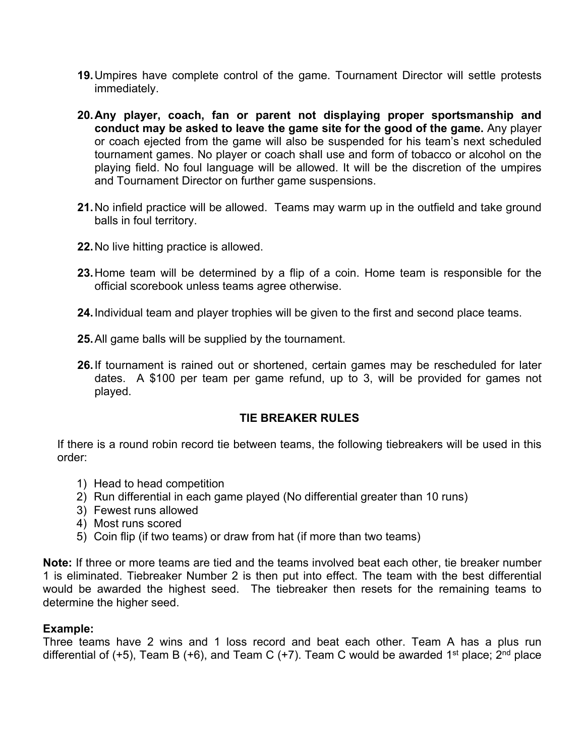19. Umpires have complete control of the game. Tournament Director will settle protests immediately.

20. **Any player, coach, fan or parent not displaying proper sportsmanship and conduct may be asked to leave the game site for the good of the game.** Any player or coach ejected from the game will also be suspended for his team's next scheduled tournament games. No player or coach shall use and form of tobacco or alcohol on the playing field. No foul language will be allowed. It will be the discretion of the umpires and Tournament Director on further game suspensions.

21. No infield practice will be allowed. Teams may warm up in the outfield and take ground balls in foul territory.

22. No live hitting practice is allowed.

23. Home team will be determined by a flip of a coin. Home team is responsible for the official scorebook unless teams agree otherwise.

24. Individual team and player trophies will be given to the first and second place teams.

25. All game balls will be supplied by the tournament.

26. If tournament is rained out or shortened, certain games may be rescheduled for later dates. A $100 per team per game refund, up to 3, will be provided for games not played.

## TIE BREAKER RULES

If there is a round robin record tie between teams, the following tiebreakers will be used in this order:

1) Head to head competition
2) Run differential in each game played (No differential greater than 10 runs)
3) Fewest runs allowed
4) Most runs scored
5) Coin flip (if two teams) or draw from hat (if more than two teams)

**Note:** If three or more teams are tied and the teams involved beat each other, tie breaker number 1 is eliminated. Tiebreaker Number 2 is then put into effect. The team with the best differential would be awarded the highest seed. The tiebreaker then resets for the remaining teams to determine the higher seed.

**Example:**
Three teams have 2 wins and 1 loss record and beat each other. Team A has a plus run differential of (+5), Team B (+6), and Team C (+7). Team C would be awarded 1st place; 2nd place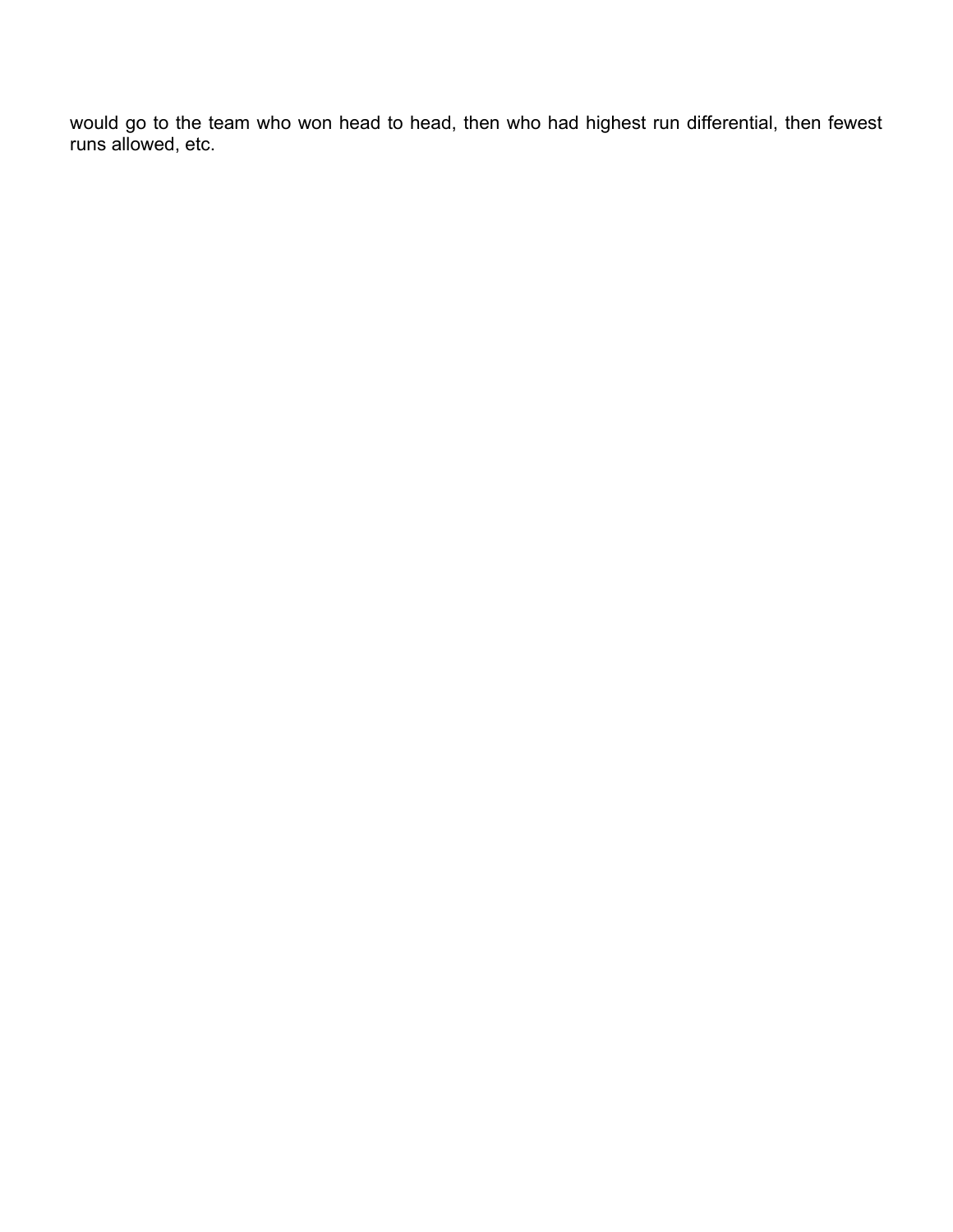would go to the team who won head to head, then who had highest run differential, then fewest runs allowed, etc.